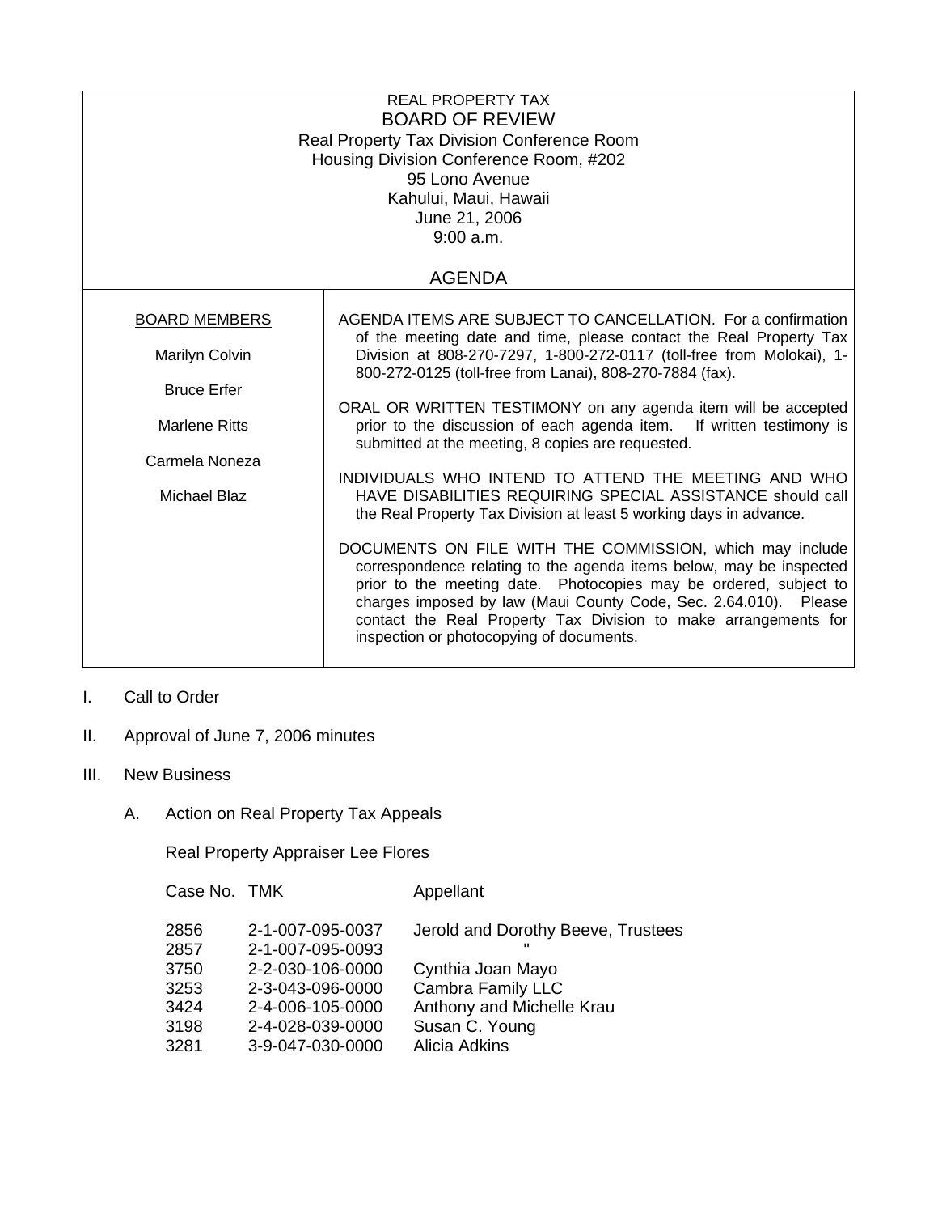# REAL PROPERTY TAX
## BOARD OF REVIEW

Real Property Tax Division Conference Room
Housing Division Conference Room, #202
95 Lono Avenue
Kahului, Maui, Hawaii
June 21, 2006
9:00 a.m.

## AGENDA

| BOARD MEMBERS | |
|---|---|
| Marilyn Colvin<br><br>Bruce Erfer<br><br>Marlene Ritts<br><br>Carmela Noneza<br><br>Michael Blaz | AGENDA ITEMS ARE SUBJECT TO CANCELLATION. For a confirmation of the meeting date and time, please contact the Real Property Tax Division at 808-270-7297, 1-800-272-0117 (toll-free from Molokai), 1-800-272-0125 (toll-free from Lanai), 808-270-7884 (fax).<br><br>ORAL OR WRITTEN TESTIMONY on any agenda item will be accepted prior to the discussion of each agenda item. If written testimony is submitted at the meeting, 8 copies are requested.<br><br>INDIVIDUALS WHO INTEND TO ATTEND THE MEETING AND WHO HAVE DISABILITIES REQUIRING SPECIAL ASSISTANCE should call the Real Property Tax Division at least 5 working days in advance.<br><br>DOCUMENTS ON FILE WITH THE COMMISSION, which may include correspondence relating to the agenda items below, may be inspected prior to the meeting date. Photocopies may be ordered, subject to charges imposed by law (Maui County Code, Sec. 2.64.010). Please contact the Real Property Tax Division to make arrangements for inspection or photocopying of documents. |

I. Call to Order

II. Approval of June 7, 2006 minutes

III. New Business

A. Action on Real Property Tax Appeals

Real Property Appraiser Lee Flores

| Case No. | TMK | Appellant |
|---|---|---|
| 2856 | 2-1-007-095-0037 | Jerold and Dorothy Beeve, Trustees |
| 2857 | 2-1-007-095-0093 | " |
| 3750 | 2-2-030-106-0000 | Cynthia Joan Mayo |
| 3253 | 2-3-043-096-0000 | Cambra Family LLC |
| 3424 | 2-4-006-105-0000 | Anthony and Michelle Krau |
| 3198 | 2-4-028-039-0000 | Susan C. Young |
| 3281 | 3-9-047-030-0000 | Alicia Adkins |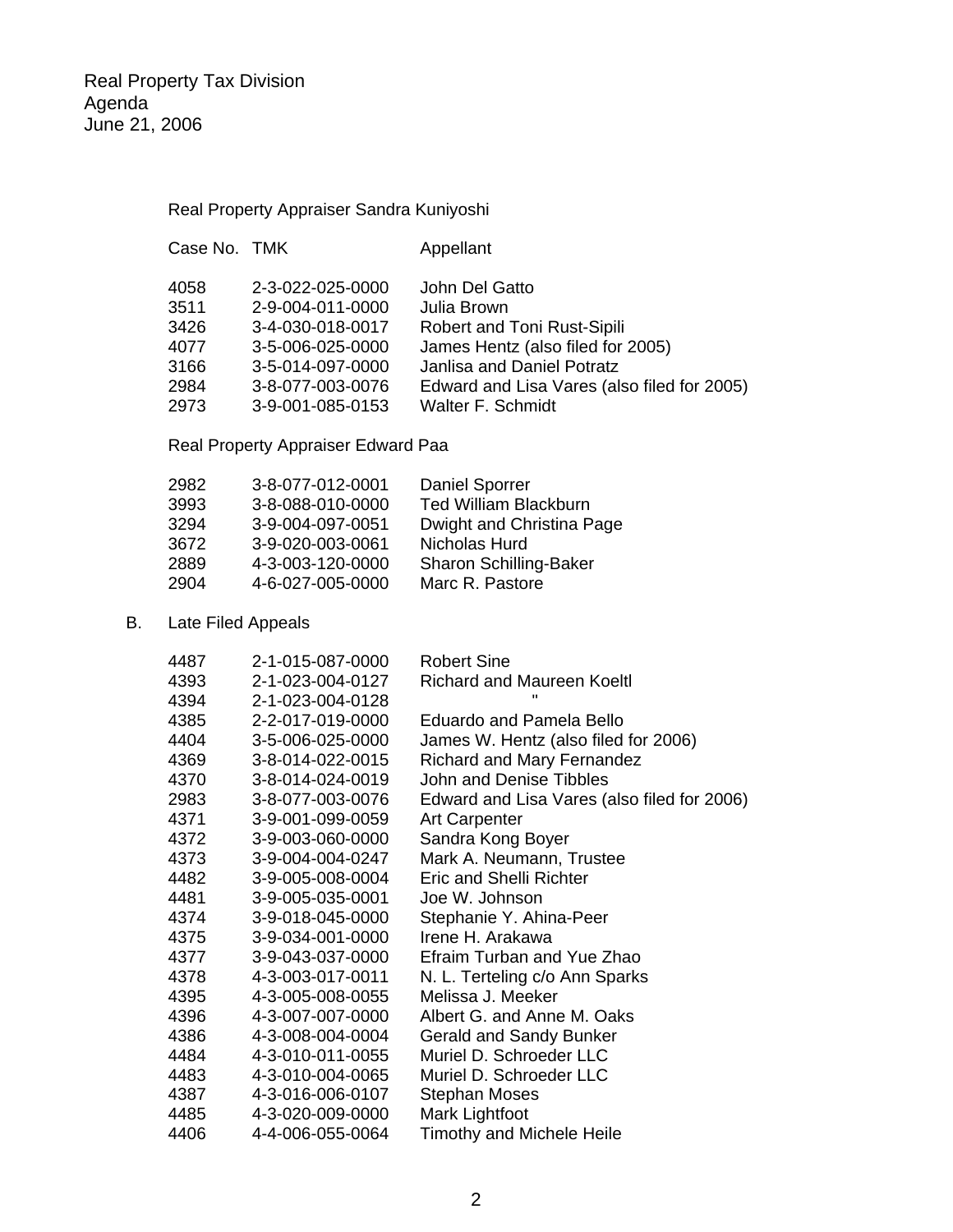Real Property Tax Division
Agenda
June 21, 2006

Real Property Appraiser Sandra Kuniyoshi

| Case No. | TMK | Appellant |
|---|---|---|
| 4058 | 2-3-022-025-0000 | John Del Gatto |
| 3511 | 2-9-004-011-0000 | Julia Brown |
| 3426 | 3-4-030-018-0017 | Robert and Toni Rust-Sipili |
| 4077 | 3-5-006-025-0000 | James Hentz (also filed for 2005) |
| 3166 | 3-5-014-097-0000 | Janlisa and Daniel Potratz |
| 2984 | 3-8-077-003-0076 | Edward and Lisa Vares (also filed for 2005) |
| 2973 | 3-9-001-085-0153 | Walter F. Schmidt |

Real Property Appraiser Edward Paa

| Case No. | TMK | Appellant |
|---|---|---|
| 2982 | 3-8-077-012-0001 | Daniel Sporrer |
| 3993 | 3-8-088-010-0000 | Ted William Blackburn |
| 3294 | 3-9-004-097-0051 | Dwight and Christina Page |
| 3672 | 3-9-020-003-0061 | Nicholas Hurd |
| 2889 | 4-3-003-120-0000 | Sharon Schilling-Baker |
| 2904 | 4-6-027-005-0000 | Marc R. Pastore |

B. Late Filed Appeals

| Case No. | TMK | Appellant |
|---|---|---|
| 4487 | 2-1-015-087-0000 | Robert Sine |
| 4393 | 2-1-023-004-0127 | Richard and Maureen Koeltl |
| 4394 | 2-1-023-004-0128 | " |
| 4385 | 2-2-017-019-0000 | Eduardo and Pamela Bello |
| 4404 | 3-5-006-025-0000 | James W. Hentz (also filed for 2006) |
| 4369 | 3-8-014-022-0015 | Richard and Mary Fernandez |
| 4370 | 3-8-014-024-0019 | John and Denise Tibbles |
| 2983 | 3-8-077-003-0076 | Edward and Lisa Vares (also filed for 2006) |
| 4371 | 3-9-001-099-0059 | Art Carpenter |
| 4372 | 3-9-003-060-0000 | Sandra Kong Boyer |
| 4373 | 3-9-004-004-0247 | Mark A. Neumann, Trustee |
| 4482 | 3-9-005-008-0004 | Eric and Shelli Richter |
| 4481 | 3-9-005-035-0001 | Joe W. Johnson |
| 4374 | 3-9-018-045-0000 | Stephanie Y. Ahina-Peer |
| 4375 | 3-9-034-001-0000 | Irene H. Arakawa |
| 4377 | 3-9-043-037-0000 | Efraim Turban and Yue Zhao |
| 4378 | 4-3-003-017-0011 | N. L. Terteling c/o Ann Sparks |
| 4395 | 4-3-005-008-0055 | Melissa J. Meeker |
| 4396 | 4-3-007-007-0000 | Albert G. and Anne M. Oaks |
| 4386 | 4-3-008-004-0004 | Gerald and Sandy Bunker |
| 4484 | 4-3-010-011-0055 | Muriel D. Schroeder LLC |
| 4483 | 4-3-010-004-0065 | Muriel D. Schroeder LLC |
| 4387 | 4-3-016-006-0107 | Stephan Moses |
| 4485 | 4-3-020-009-0000 | Mark Lightfoot |
| 4406 | 4-4-006-055-0064 | Timothy and Michele Heile |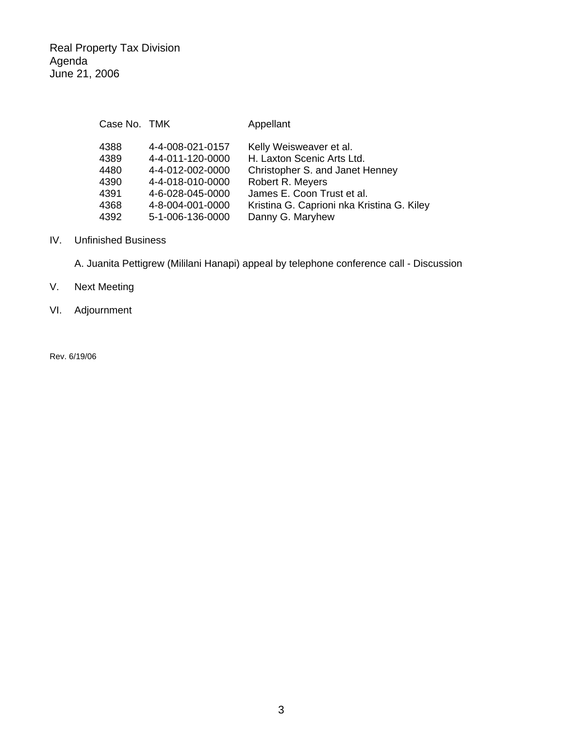Real Property Tax Division
Agenda
June 21, 2006

| Case No. | TMK | Appellant |
|---|---|---|
| 4388 | 4-4-008-021-0157 | Kelly Weisweaver et al. |
| 4389 | 4-4-011-120-0000 | H. Laxton Scenic Arts Ltd. |
| 4480 | 4-4-012-002-0000 | Christopher S. and Janet Henney |
| 4390 | 4-4-018-010-0000 | Robert R. Meyers |
| 4391 | 4-6-028-045-0000 | James E. Coon Trust et al. |
| 4368 | 4-8-004-001-0000 | Kristina G. Caprioni nka Kristina G. Kiley |
| 4392 | 5-1-006-136-0000 | Danny G. Maryhew |

IV. Unfinished Business

A. Juanita Pettigrew (Mililani Hanapi) appeal by telephone conference call - Discussion

V. Next Meeting

VI. Adjournment

Rev. 6/19/06